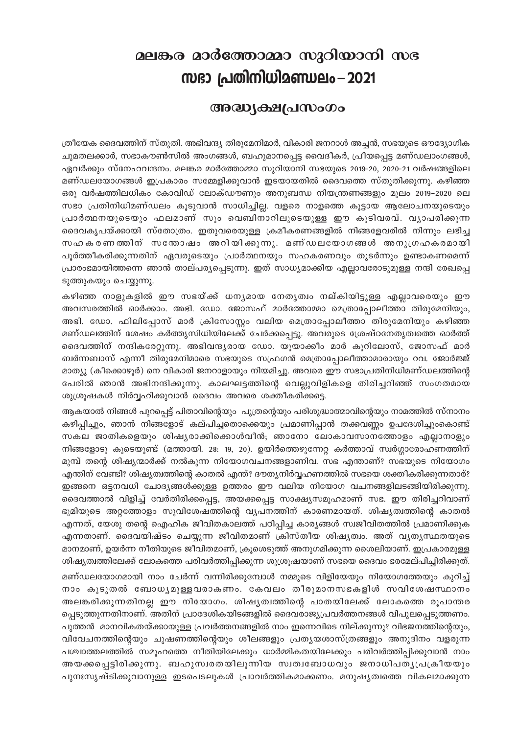# മലങ്കര മാർത്തോമ്മാ സുറിയാനി സഭ
# സഭാ പ്രതിനിധിമണ്ഡലം – 2021

## അദ്ധ്യക്ഷപ്രസംഗം

ത്രീയേക ദൈവത്തിന് സ്തുതി. അഭിവന്ദ്യ തിരുമേനിമാർ, വികാരി ജനറാൾ അച്ചൻ, സഭയുടെ ഔദ്യോഗിക ചുമതലക്കാർ, സഭാകൗൺസിൽ അംഗങ്ങൾ, ബഹുമാനപ്പെട്ട വൈദീകർ, പ്രീയപ്പെട്ട മണ്ഡലാംഗങ്ങൾ, ഏവർക്കും സ്നേഹവന്ദനം. മലങ്കര മാർത്തോമ്മാ സുറിയാനി സഭയുടെ 2019-20, 2020-21 വർഷങ്ങളിലെ മണ്ഡലയോഗങ്ങൾ ഇപ്രകാരം സമ്മേളിക്കുവാൻ ഇടയായതിൽ ദൈവത്തെ സ്തുതിക്കുന്നു. കഴിഞ്ഞ ഒരു വർഷത്തിലധികം കോവിഡ് ലോക്ഡൗണും അനുബന്ധ നിയന്ത്രണങ്ങളും മൂലം 2019-2020 ലെ സഭാ പ്രതിനിധിമണ്ഡലം കൂടുവാൻ സാധിച്ചില്ല. വളരെ നാളത്തെ കൂട്ടായ ആലോചനയുടെയും പ്രാർത്ഥനയുടെയും ഫലമാണ് സൂം വെബിനാറിലൂടെയുള്ള ഈ കൂടിവരവ്. വ്യാപരിക്കുന്ന ദൈവകൃപയ്ക്കായി സ്തോത്രം. ഇതുവരെയുള്ള ക്രമീകരണങ്ങളിൽ നിങ്ങളേവരിൽ നിന്നും ലഭിച്ച സഹകരണത്തിന് സന്തോഷം അറിയിക്കുന്നു. മണ്ഡലയോഗങ്ങൾ അനുഗ്രഹകരമായി പൂർത്തീകരിക്കുന്നതിന് ഏവരുടെയും പ്രാർത്ഥനയും സഹകരണവും തുടർന്നും ഉണ്ടാകണമെന്ന് പ്രാരംഭമായിത്തന്നെ ഞാൻ താല്പര്യപ്പെടുന്നു. ഇത് സാധ്യമാക്കിയ എല്ലാവരോടുമുള്ള നന്ദി രേഖപ്പെടുത്തുകയും ചെയ്യുന്നു.

കഴിഞ്ഞ നാളുകളിൽ ഈ സഭയ്ക്ക് ധന്യമായ നേതൃത്വം നല്കിയിട്ടുള്ള എല്ലാവരെയും ഈ അവസരത്തിൽ ഓർക്കാം. അഭി. ഡോ. ജോസഫ് മാർത്തോമ്മാ മെത്രാപ്പോലീത്താ തിരുമേനിയും, അഭി. ഡോ. ഫിലിപ്പോസ് മാർ ക്രിസോസ്റ്റം വലിയ മെത്രാപ്പോലീത്താ തിരുമേനിയും കഴിഞ്ഞ മണ്ഡലത്തിന് ശേഷം കർത്തൃസിധിയിലേക്ക് ചേർക്കപ്പെട്ടു. അവരുടെ ശ്രേഷ്ഠനേതൃത്വത്തെ ഓർത്ത് ദൈവത്തിന് നന്ദികരേറ്റുന്നു. അഭിവന്ദ്യരായ ഡോ. യൂയാക്കീം മാർ കൂറിലോസ്, ജോസഫ് മാർ ബർന്നബാസ് എന്നീ തിരുമേനിമാരെ സഭയുടെ സഫ്രഗൻ മെത്രാപ്പോലീത്താമാരായും റവ. ജോർജ്ജ് മാത്യു (കീക്കൊഴൂർ) നെ വികാരി ജനറാളായും നിയമിച്ചു. അവരെ ഈ സഭാപ്രതിനിധിമണ്ഡലത്തിന്റെ പേരിൽ ഞാൻ അഭിനന്ദിക്കുന്നു. കാലഘട്ടത്തിന്റെ വെല്ലുവിളികളെ തിരിച്ചറിഞ്ഞ് സംഗതമായ ശുശ്രൂഷകൾ നിർവ്വഹിക്കുവാൻ ദൈവം അവരെ ശക്തീകരിക്കട്ടെ.

ആകയാൽ നിങ്ങൾ പുറപ്പെട്ട് പിതാവിന്റെയും പുത്രന്റെയും പരിശുദ്ധാത്മാവിന്റെയും നാമത്തിൽ സ്നാനം കഴിപ്പിച്ചും, ഞാൻ നിങ്ങളോട് കല്പിച്ചതൊക്കെയും പ്രമാണിപ്പാൻ തക്കവണ്ണം ഉപദേശിച്ചുംകൊണ്ട് സകല ജാതികളെയും ശിഷ്യരാക്കിക്കൊൾവീൻ; ഞാനോ ലോകാവസാനത്തോളം എല്ലാനാളും നിങ്ങളോടു കൂടെയുണ്ട് (മത്തായി. 28: 19, 20). ഉയിർത്തെഴുന്നേറ്റ കർത്താവ് സ്വർഗ്ഗാരോഹണത്തിന് മുമ്പ് തന്റെ ശിഷ്യന്മാർക്ക് നൽകുന്ന നിയോഗവചനങ്ങളാണിവ. സഭ എന്താണ്? സഭയുടെ നിയോഗം എന്തിന് വേണ്ടി? ശിഷ്യത്വത്തിന്റെ കാതൽ എന്ത്? ദൗത്യനിർവ്വഹണത്തിൽ സഭയെ ശക്തീകരിക്കുന്നതാര്? ഇങ്ങനെ ഒട്ടനവധി ചോദ്യങ്ങൾക്കുള്ള ഉത്തരം ഈ വലിയ നിയോഗ വചനങ്ങളിലടങ്ങിയിരിക്കുന്നു. ദൈവത്താൽ വിളിച്ച് വേർതിരിക്കപ്പെട്ട, അയക്കപ്പെട്ട സാക്ഷ്യസമൂഹമാണ് സഭ. ഈ തിരിച്ചറിവാണ് ഭൂമിയുടെ അറ്റത്തോളം സുവിശേഷത്തിന്റെ വ്യാപനത്തിന് കാരണമായത്. ശിഷ്യത്വത്തിന്റെ കാതൽ എന്നത്, യേശു തന്റെ ഐഹിക ജീവിതകാലത്ത് പഠിപ്പിച്ച കാര്യങ്ങൾ സ്വജീവിതത്തിൽ പ്രമാണിക്കുക എന്നതാണ്. ദൈവയിഷ്ടം ചെയ്യുന്ന ജീവിതമാണ് ക്രിസ്തീയ ശിഷ്യത്വം. അത് വ്യത്യസ്ഥതയുടെ മാനമാണ്, ഉയർന്ന നീതിയുടെ ജീവിതമാണ്, ക്രൂശെടുത്ത് അനുഗമിക്കുന്ന ശൈലിയാണ്. ഇപ്രകാരമുള്ള ശിഷ്യത്വത്തിലേക്ക് ലോകത്തെ പരിവർത്തിപ്പിക്കുന്ന ശുശ്രൂഷയാണ് സഭയെ ദൈവം ഭരമേല്പിച്ചിരിക്കുന്നത്.

മണ്ഡലയോഗമായി നാം ചേർന്ന് വന്നിരിക്കുമ്പോൾ നമ്മുടെ വിളിയേയും നിയോഗത്തേയും കുറിച്ച് നാം കൂടുതൽ ബോധ്യമുള്ളവരാകണം. കേവലം തീരുമാനസഭകളിൽ സവിശേഷസ്ഥാനം അലങ്കരിക്കുന്നതിനല്ല ഈ നിയോഗം. ശിഷ്യത്വത്തിന്റെ പാതയിലേക്ക് ലോകത്തെ രൂപാന്തരപ്പെടുത്തുന്നതിനാണ്. അതിന് പ്രാദേശികയിടങ്ങളിൽ ദൈവരാജ്യപ്രവർത്തനങ്ങൾ വിപുലപ്പെടുത്തണം. പുത്തൻ മാനവികതയ്ക്കായുള്ള പ്രവർത്തനങ്ങളിൽ നാം ഇന്നെവിടെ നില്ക്കുന്നു? വിഭജനത്തിന്റെയും, വിവേചനത്തിന്റെയും ചൂഷണത്തിന്റെയും ശീലങ്ങളും പ്രത്യയശാസ്ത്രങ്ങളും അനുദിനം വളരുന്ന പശ്ചാത്തലത്തിൽ സമൂഹത്തെ നീതിയിലേക്കും ധാർമ്മികതയിലേക്കും പരിവർത്തിപ്പിക്കുവാൻ നാം അയക്കപ്പെട്ടിരിക്കുന്നു. ബഹുസ്വരതയിലൂന്നിയ സ്വത്വബോധവും ജനാധിപത്യപ്രക്രീയയും പുനഃസൃഷ്ടിക്കുവാനുള്ള ഇടപെടലുകൾ പ്രാവർത്തികമാക്കണം. മനുഷ്യത്വത്തെ വികലമാക്കുന്ന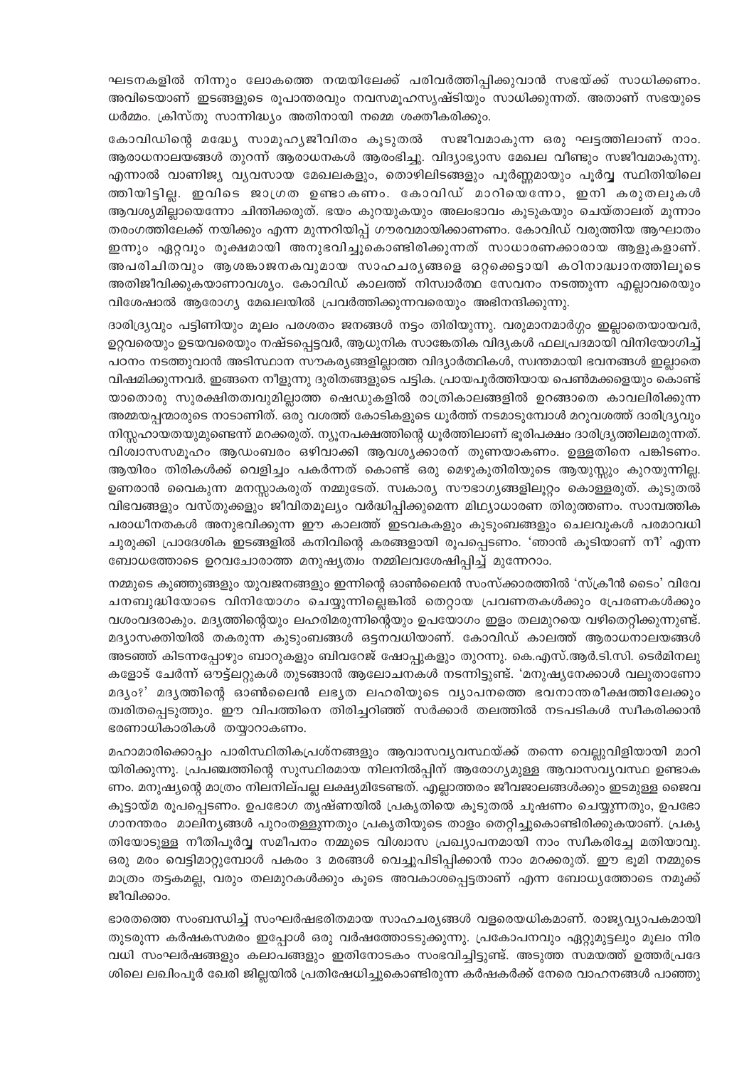ഘടനകളിൽ നിന്നും ലോകത്തെ നന്മയിലേക്ക് പരിവർത്തിപ്പിക്കുവാൻ സഭയ്ക്ക് സാധിക്കണം. അവിടെയാണ് ഇടങ്ങളുടെ രൂപാന്തരവും നവസമൂഹസൃഷ്ടിയും സാധിക്കുന്നത്. അതാണ് സഭയുടെ ധർമ്മം. ക്രിസ്തു സാന്നിദ്ധ്യം അതിനായി നമ്മെ ശക്തീകരിക്കും.

കോവിഡിന്റെ മദ്ധ്യേ സാമൂഹ്യജീവിതം കൂടുതൽ സജീവമാകുന്ന ഒരു ഘട്ടത്തിലാണ് നാം. ആരാധനാലയങ്ങൾ തുറന്ന് ആരാധനകൾ ആരംഭിച്ചു. വിദ്യാഭ്യാസ മേഖല വീണ്ടും സജീവമാകുന്നു. എന്നാൽ വാണിജ്യ വ്യവസായ മേഖലകളും, തൊഴിലിടങ്ങളും പൂർണ്ണമായും പൂർവ്വ സ്ഥിതിയിലെത്തിയിട്ടില്ല. ഇവിടെ ജാഗ്രത ഉണ്ടാകണം. കോവിഡ് മാറിയെന്നോ, ഇനി കരുതലുകൾ ആവശ്യമില്ലായെന്നോ ചിന്തിക്കരുത്. ഭയം കുറയുകയും അലംഭാവം കൂടുകയും ചെയ്താലത് മൂന്നാം തരംഗത്തിലേക്ക് നയിക്കും എന്ന മുന്നറിയിപ്പ് ഗൗരവമായിക്കാണണം. കോവിഡ് വരുത്തിയ ആഘാതം ഇന്നും ഏറ്റവും രൂക്ഷമായി അനുഭവിച്ചുകൊണ്ടിരിക്കുന്നത് സാധാരണക്കാരായ ആളുകളാണ്. അപരിചിതവും ആശങ്കാജനകവുമായ സാഹചര്യങ്ങളെ ഒറ്റക്കെട്ടായി കഠിനാദ്ധ്വാനത്തിലൂടെ അതിജീവിക്കുകയാണാവശ്യം. കോവിഡ് കാലത്ത് നിസ്വാർത്ഥ സേവനം നടത്തുന്ന എല്ലാവരെയും വിശേഷാൽ ആരോഗ്യ മേഖലയിൽ പ്രവർത്തിക്കുന്നവരെയും അഭിനന്ദിക്കുന്നു.

ദാരിദ്ര്യവും പട്ടിണിയും മൂലം പരശതം ജനങ്ങൾ നട്ടം തിരിയുന്നു. വരുമാനമാർഗ്ഗം ഇല്ലാതെയായവർ, ഉറ്റവരെയും ഉടയവരെയും നഷ്ടപ്പെട്ടവർ, ആധുനിക സാങ്കേതിക വിദ്യകൾ ഫലപ്രദമായി വിനിയോഗിച്ച് പഠനം നടത്തുവാൻ അടിസ്ഥാന സൗകര്യങ്ങളില്ലാത്ത വിദ്യാർത്ഥികൾ, സ്വന്തമായി ഭവനങ്ങൾ ഇല്ലാതെ വിഷമിക്കുന്നവർ. ഇങ്ങനെ നീളുന്നു ദുരിതങ്ങളുടെ പട്ടിക. പ്രായപൂർത്തിയായ പെൺമക്കളെയും കൊണ്ട് യാതൊരു സുരക്ഷിതത്വവുമില്ലാത്ത ഷെഡുകളിൽ രാത്രികാലങ്ങളിൽ ഉറങ്ങാതെ കാവലിരിക്കുന്ന അമ്മയപ്പന്മാരുടെ നാടാണിത്. ഒരു വശത്ത് കോടികളുടെ ധൂർത്ത് നടമാടുമ്പോൾ മറുവശത്ത് ദാരിദ്ര്യവും നിസ്സഹായതയുമുണ്ടെന്ന് മറക്കരുത്. ന്യൂനപക്ഷത്തിന്റെ ധൂർത്തിലാണ് ഭൂരിപക്ഷം ദാരിദ്ര്യത്തിലമരുന്നത്. വിശ്വാസസമൂഹം ആഡംബരം ഒഴിവാക്കി ആവശ്യക്കാരന് തുണയാകണം. ഉള്ളതിനെ പങ്കിടണം. ആയിരം തിരികൾക്ക് വെളിച്ചം പകർന്നത് കൊണ്ട് ഒരു മെഴുകുതിരിയുടെ ആയുസ്സും കുറയുന്നില്ല. ഉണരാൻ വൈകുന്ന മനസ്സാകരുത് നമ്മുടേത്. സ്വകാര്യ സൗഭാഗ്യങ്ങളിലൂറ്റം കൊള്ളരുത്. കൂടുതൽ വിഭവങ്ങളും വസ്തുക്കളും ജീവിതമൂല്യം വർദ്ധിപ്പിക്കുമെന്ന മിഥ്യാധാരണ തിരുത്തണം. സാമ്പത്തിക പരാധീനതകൾ അനുഭവിക്കുന്ന ഈ കാലത്ത് ഇടവകകളും കുടുംബങ്ങളും ചെലവുകൾ പരമാവധി ചുരുക്കി പ്രാദേശിക ഇടങ്ങളിൽ കനിവിന്റെ കരങ്ങളായി രൂപപ്പെടണം. 'ഞാൻ കൂടിയാണ് നീ' എന്ന ബോധത്തോടെ ഉറവചോരാത്ത മനുഷ്യത്വം നമ്മിലവശേഷിപ്പിച്ച് മുന്നേറാം.

നമ്മുടെ കുഞ്ഞുങ്ങളും യുവജനങ്ങളും ഇന്നിന്റെ ഓൺലൈൻ സംസ്ക്കാരത്തിൽ 'സ്ക്രീൻ ടൈം' വിവേചനബുദ്ധിയോടെ വിനിയോഗം ചെയ്യുന്നില്ലെങ്കിൽ തെറ്റായ പ്രവണതകൾക്കും പ്രേരണകൾക്കും വശംവദരാകും. മദ്യത്തിന്റെയും ലഹരിമരുന്നിന്റെയും ഉപയോഗം ഇളം തലമുറയെ വഴിതെറ്റിക്കുന്നുണ്ട്. മദ്യാസക്തിയിൽ തകരുന്ന കുടുംബങ്ങൾ ഒട്ടനവധിയാണ്. കോവിഡ് കാലത്ത് ആരാധനാലയങ്ങൾ അടഞ്ഞ് കിടന്നപ്പോഴും ബാറുകളും ബിവറേജ് ഷോപ്പുകളും തുറന്നു. കെ.എസ്.ആർ.ടി.സി. ടെർമിനലുകളോട് ചേർന്ന് ഔട്ട്ലറ്റുകൾ തുടങ്ങാൻ ആലോചനകൾ നടന്നിട്ടുണ്ട്. 'മനുഷ്യനേക്കാൾ വലുതാണോ മദ്യം?' മദ്യത്തിന്റെ ഓൺലൈൻ ലഭ്യത ലഹരിയുടെ വ്യാപനത്തെ ഭവനാന്തരീക്ഷത്തിലേക്കും ത്വരിതപ്പെടുത്തും. ഈ വിപത്തിനെ തിരിച്ചറിഞ്ഞ് സർക്കാർ തലത്തിൽ നടപടികൾ സ്വീകരിക്കാൻ ഭരണാധികാരികൾ തയ്യാറാകണം.

മഹാമാരിക്കൊപ്പം പാരിസ്ഥിതികപ്രശ്നങ്ങളും ആവാസവ്യവസ്ഥയ്ക്ക് തന്നെ വെല്ലുവിളിയായി മാറിയിരിക്കുന്നു. പ്രപഞ്ചത്തിന്റെ സുസ്ഥിരമായ നിലനിൽപ്പിന് ആരോഗ്യമുള്ള ആവാസവ്യവസ്ഥ ഉണ്ടാകണം. മനുഷ്യന്റെ മാത്രം നിലനില്പല്ല ലക്ഷ്യമിടേണ്ടത്. എല്ലാത്തരം ജീവജാലങ്ങൾക്കും ഇടമുള്ള ജൈവകൂട്ടായ്മ രൂപപ്പെടണം. ഉപഭോഗ തൃഷ്ണയിൽ പ്രകൃതിയെ കൂടുതൽ ചൂഷണം ചെയ്യുന്നതും, ഉപഭോഗാനന്തരം മാലിന്യങ്ങൾ പുറംതള്ളുന്നതും പ്രകൃതിയുടെ താളം തെറ്റിച്ചുകൊണ്ടിരിക്കുകയാണ്. പ്രകൃതിയോടുള്ള നീതിപൂർവ്വ സമീപനം നമ്മുടെ വിശ്വാസ പ്രഖ്യാപനമായി നാം സ്വീകരിച്ചേ മതിയാവൂ. ഒരു മരം വെട്ടിമാറ്റുമ്പോൾ പകരം 3 മരങ്ങൾ വെച്ചുപിടിപ്പിക്കാൻ നാം മറക്കരുത്. ഈ ഭൂമി നമ്മുടെ മാത്രം തട്ടകമല്ല, വരും തലമുറകൾക്കും കൂടെ അവകാശപ്പെട്ടതാണ് എന്ന ബോധ്യത്തോടെ നമുക്ക് ജീവിക്കാം.

ഭാരതത്തെ സംബന്ധിച്ച് സംഘർഷഭരിതമായ സാഹചര്യങ്ങൾ വളരെയധികമാണ്. രാജ്യവ്യാപകമായി തുടരുന്ന കർഷകസമരം ഇപ്പോൾ ഒരു വർഷത്തോടടുക്കുന്നു. പ്രകോപനവും ഏറ്റുമുട്ടലും മൂലം നിരവധി സംഘർഷങ്ങളും കലാപങ്ങളും ഇതിനോടകം സംഭവിച്ചിട്ടുണ്ട്. അടുത്ത സമയത്ത് ഉത്തർപ്രദേശിലെ ലഖിംപൂർ ഖേരി ജില്ലയിൽ പ്രതിഷേധിച്ചുകൊണ്ടിരുന്ന കർഷകർക്ക് നേരെ വാഹനങ്ങൾ പാഞ്ഞു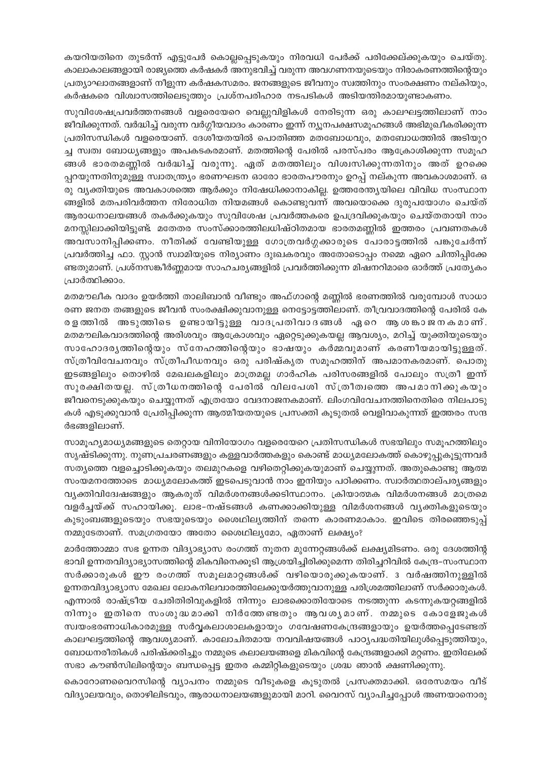കയറിയതിനെ തുടർന്ന് എട്ടുപേർ കൊല്ലപ്പെടുകയും നിരവധി പേർക്ക് പരിക്കേൽക്കുകയും ചെയ്തു. കാലാകാലങ്ങളായി രാജ്യത്തെ കർഷകർ അനുഭവിച്ച് വരുന്ന അവഗണനയുടെയും നിരാകരണത്തിന്റെയും പ്രത്യാഘാതങ്ങളാണ് നീളുന്ന കർഷകസമരം. ജനങ്ങളുടെ ജീവനും സ്വത്തിനും സംരക്ഷണം നല്കിയും, കർഷകരെ വിശ്വാസത്തിലെടുത്തും പ്രശ്നപരിഹാര നടപടികൾ അടിയന്തിരമായുണ്ടാകണം.

സുവിശേഷപ്രവർത്തനങ്ങൾ വളരെയേറെ വെല്ലുവിളികൾ നേരിടുന്ന ഒരു കാലഘട്ടത്തിലാണ് നാം ജീവിക്കുന്നത്. വർദ്ധിച്ച് വരുന്ന വർഗ്ഗീയവാദം കാരണം ഇന്ന് ന്യൂനപക്ഷസമൂഹങ്ങൾ അഭിമുഖീകരിക്കുന്ന പ്രതിസന്ധികൾ വളരെയാണ്. ദേശീയതയിൽ പൊതിഞ്ഞ മതബോധവും, മതബോധത്തിൽ അടിയുറച്ച സ്വത്വ ബോധ്യങ്ങളും അപകടകരമാണ്. മതത്തിന്റെ പേരിൽ പരസ്പരം ആക്രോശിക്കുന്ന സമൂഹങ്ങൾ ഭാരതമണ്ണിൽ വർദ്ധിച്ച് വരുന്നു. ഏത് മതത്തിലും വിശ്വസിക്കുന്നതിനും അത് ഉറക്കെ പ്പറയുന്നതിനുമുള്ള സ്വാതന്ത്ര്യം ഭരണഘടന ഓരോ ഭാരതപൗരനും ഉറപ്പ് നല്കുന്ന അവകാശമാണ്. ഒരു വ്യക്തിയുടെ അവകാശത്തെ ആർക്കും നിഷേധിക്കാനാകില്ല. ഉത്തരേന്ത്യയിലെ വിവിധ സംസ്ഥാനങ്ങളിൽ മതപരിവർത്തന നിരോധിത നിയമങ്ങൾ കൊണ്ടുവന്ന് അവയൊക്കെ ദുരുപയോഗം ചെയ്ത് ആരാധനാലയങ്ങൾ തകർക്കുകയും സുവിശേഷ പ്രവർത്തകരെ ഉപദ്രവിക്കുകയും ചെയ്തതായി നാം മനസ്സിലാക്കിയിട്ടുണ്ട്. മതേതര സംസ്ക്കാരത്തിലധിഷ്ഠിതമായ ഭാരതമണ്ണിൽ ഇത്തരം പ്രവണതകൾ അവസാനിപ്പിക്കണം. നീതിക്ക് വേണ്ടിയുള്ള ഗോത്രവർഗ്ഗക്കാരുടെ പോരാട്ടത്തിൽ പങ്കുചേർന്ന് പ്രവർത്തിച്ച ഫാ. സ്റ്റാൻ സ്വാമിയുടെ നിര്യാണം ദുഃഖകരവും അതോടൊപ്പം നമ്മെ ഏറെ ചിന്തിപ്പിക്കേണ്ടതുമാണ്. പ്രശ്നസങ്കീർണ്ണമായ സാഹചര്യങ്ങളിൽ പ്രവർത്തിക്കുന്ന മിഷനറിമാരെ ഓർത്ത് പ്രത്യേകം പ്രാർത്ഥിക്കാം.

മതമൗലീക വാദം ഉയർത്തി താലിബാൻ വീണ്ടും അഫ്ഗാന്റെ മണ്ണിൽ ഭരണത്തിൽ വരുമ്പോൾ സാധാരണ ജനത തങ്ങളുടെ ജീവൻ സംരക്ഷിക്കുവാനുള്ള നെട്ടോട്ടത്തിലാണ്. തീവ്രവാദത്തിന്റെ പേരിൽ കേരളത്തിൽ അടുത്തിടെ ഉണ്ടായിട്ടുള്ള വാദപ്രതിവാദങ്ങൾ ഏറെ ആശങ്കാജനകമാണ്. മതമൗലികവാദത്തിന്റെ അരിശവും ആക്രോശവും ഏറ്റെടുക്കുകയല്ല ആവശ്യം, മറിച്ച് യുക്തിയുടെയും സാഹോദര്യത്തിന്റെയും സ്നേഹത്തിന്റെയും ഭാഷയും കർമ്മവുമാണ് കരണീയമായിട്ടുള്ളത്. സ്ത്രീവിവേചനവും സ്ത്രീപീഡനവും ഒരു പരിഷ്കൃത സമൂഹത്തിന് അപമാനകരമാണ്. പൊതു ഇടങ്ങളിലും തൊഴിൽ മേഖലകളിലും മാത്രമല്ല ഗാർഹിക പരിസരങ്ങളിൽ പോലും സത്രീ ഇന്ന് സുരക്ഷിതയല്ല. സ്ത്രീധനത്തിന്റെ പേരിൽ വിലപേശി സ്ത്രീത്വത്തെ അപമാനിക്കുകയും ജീവനെടുക്കുകയും ചെയ്യുന്നത് എത്രയോ വേദനാജനകമാണ്. ലിംഗവിവേചനത്തിനെതിരെ നിലപാടുകൾ എടുക്കുവാൻ പ്രേരിപ്പിക്കുന്ന ആത്മീയതയുടെ പ്രസക്തി കൂടുതൽ വെളിവാകുന്നത് ഇത്തരം സന്ദർഭങ്ങളിലാണ്.

സാമൂഹ്യമാധ്യമങ്ങളുടെ തെറ്റായ വിനിയോഗം വളരെയേറെ പ്രതിസന്ധികൾ സഭയിലും സമൂഹത്തിലും സൃഷ്ടിക്കുന്നു. നുണപ്രചരണങ്ങളും കള്ളവാർത്തകളും കൊണ്ട് മാധ്യമലോകത്ത് കൊഴുപ്പുകൂട്ടുന്നവർ സത്യത്തെ വളച്ചൊടിക്കുകയും തലമുറകളെ വഴിതെറ്റിക്കുകയുമാണ് ചെയ്യുന്നത്. അതുകൊണ്ടു ആത്മ സംയമനത്തോടെ മാധ്യമലോകത്ത് ഇടപെടുവാൻ നാം ഇനിയും പഠിക്കണം. സ്വാർത്ഥതാല്പര്യങ്ങളും വ്യക്തിവിദ്വേഷങ്ങളും ആകരുത് വിമർശനങ്ങൾക്കടിസ്ഥാനം. ക്രിയാത്മക വിമർശനങ്ങൾ മാത്രമെ വളർച്ചയ്ക്ക് സഹായിക്കൂ. ലാഭ-നഷ്ടങ്ങൾ കണക്കാക്കിയുള്ള വിമർശനങ്ങൾ വ്യക്തികളുടെയും കുടുംബങ്ങളുടെയും സഭയുടെയും ശൈഥില്യത്തിന് തന്നെ കാരണമാകാം. ഇവിടെ തിരഞ്ഞെടുപ്പ് നമ്മുടേതാണ്. സമഗ്രതയോ അതോ ശൈഥില്യമോ, ഏതാണ് ലക്ഷ്യം?

മാർത്തോമ്മാ സഭ ഉന്നത വിദ്യാഭ്യാസ രംഗത്ത് നൂതന മുന്നേറ്റങ്ങൾക്ക് ലക്ഷ്യമിടണം. ഒരു ദേശത്തിന്റെ ഭാവി ഉന്നതവിദ്യാഭ്യാസത്തിന്റെ മികവിനെക്കൂടി ആശ്രയിച്ചിരിക്കുമെന്ന തിരിച്ചറിവിൽ കേന്ദ്ര-സംസ്ഥാന സർക്കാരുകൾ ഈ രംഗത്ത് സമൂലമാറ്റങ്ങൾക്ക് വഴിയൊരുക്കുകയാണ്. 3 വർഷത്തിനുള്ളിൽ ഉന്നതവിദ്യാഭ്യാസ മേഖല ലോകനിലവാരത്തിലേക്കുയർത്തുവാനുള്ള പരിശ്രമത്തിലാണ് സർക്കാരുകൾ. എന്നാൽ രാഷ്ട്രീയ ചേരിതിരിവുകളിൽ നിന്നും ലാഭക്കൊതിയോടെ നടത്തുന്ന കടന്നുകയറ്റങ്ങളിൽ നിന്നും ഇതിനെ സംശുദ്ധമാക്കി നിർത്തേണ്ടതും ആവശ്യമാണ്. നമ്മുടെ കോളേജുകൾ സ്വയംഭരണാധികാരമുള്ള സർവ്വകലാശാലകളായും ഗവേഷണകേന്ദ്രങ്ങളായും ഉയർത്തപ്പെടേണ്ടത് കാലഘട്ടത്തിന്റെ ആവശ്യമാണ്. കാലോചിതമായ നവവിഷയങ്ങൾ പാഠ്യപദ്ധതിയിലുൾപ്പെടുത്തിയും, ബോധനരീതികൾ പരിഷ്ക്കരിച്ചും നമ്മുടെ കലാലയങ്ങളെ മികവിന്റെ കേന്ദ്രങ്ങളാക്കി മറ്റണം. ഇതിലേക്ക് സഭാ കൗൺസിലിന്റെയും ബന്ധപ്പെട്ട ഇതര കമ്മിറ്റികളുടെയും ശ്രദ്ധ ഞാൻ ക്ഷണിക്കുന്നു.

കൊറോണവൈറസിന്റെ വ്യാപനം നമ്മുടെ വീടുകളെ കൂടുതൽ പ്രസക്തമാക്കി. ഒരേസമയം വീട് വിദ്യാലയവും, തൊഴിലിടവും, ആരാധനാലയങ്ങളുമായി മാറി. വൈറസ് വ്യാപിച്ചപ്പോൾ അണയാനൊരു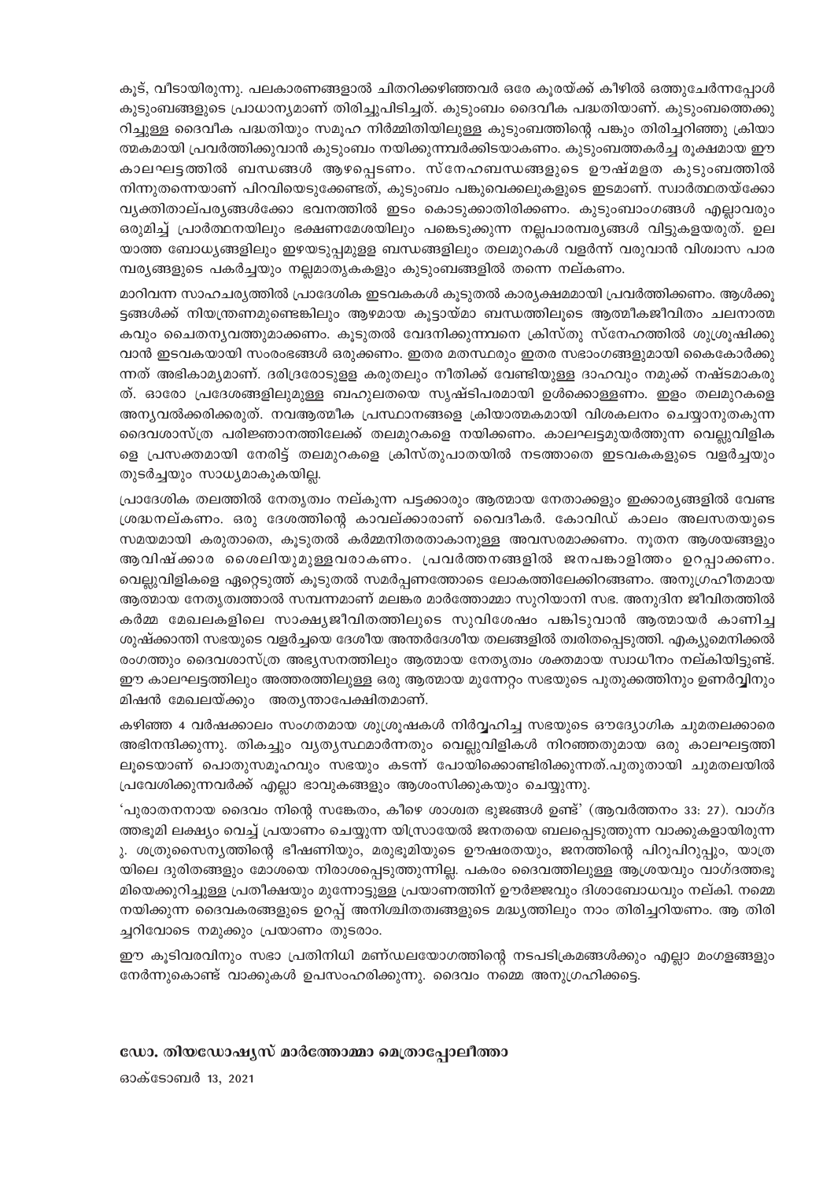കൂട്, വീടായിരുന്നു. പലകാരണങ്ങളാൽ ചിതറിക്കഴിഞ്ഞവർ ഒരേ കൂരയ്ക്ക് കീഴിൽ ഒത്തുചേർന്നപ്പോൾ കുടുംബങ്ങളുടെ പ്രാധാന്യമാണ് തിരിച്ചുപിടിച്ചത്. കുടുംബം ദൈവീക പദ്ധതിയാണ്. കുടുംബത്തെക്കുറിച്ചുള്ള ദൈവീക പദ്ധതിയും സമൂഹ നിർമ്മിതിയിലുള്ള കുടുംബത്തിന്റെ പങ്കും തിരിച്ചറിഞ്ഞു ക്രിയാത്മകമായി പ്രവർത്തിക്കുവാൻ കുടുംബം നയിക്കുന്നവർക്കിടയാകണം. കുടുംബത്തകർച്ച രൂക്ഷമായ ഈ കാലഘട്ടത്തിൽ ബന്ധങ്ങൾ ആഴപ്പെടണം. സ്നേഹബന്ധങ്ങളുടെ ഊഷ്മളത കുടുംബത്തിൽ നിന്നുതന്നെയാണ് പിറവിയെടുക്കേണ്ടത്, കുടുംബം പങ്കുവെക്കലുകളുടെ ഇടമാണ്. സ്വാർത്ഥതയ്ക്കോ വ്യക്തിതാല്പര്യങ്ങൾക്കോ ഭവനത്തിൽ ഇടം കൊടുക്കാതിരിക്കണം. കുടുംബാംഗങ്ങൾ എല്ലാവരും ഒരുമിച്ച് പ്രാർത്ഥനയിലും ഭക്ഷണമേശയിലും പങ്കെടുക്കുന്ന നല്ലപാരമ്പര്യങ്ങൾ വിട്ടുകളയരുത്. ഉലയാത്ത ബോധ്യങ്ങളിലും ഇഴയടുപ്പമുള്ള ബന്ധങ്ങളിലും തലമുറകൾ വളർന്ന് വരുവാൻ വിശ്വാസ പാരമ്പര്യങ്ങളുടെ പകർച്ചയും നല്ലമാതൃകകളും കുടുംബങ്ങളിൽ തന്നെ നല്കണം.

മാറിവന്ന സാഹചര്യത്തിൽ പ്രാദേശിക ഇടവകകൾ കൂടുതൽ കാര്യക്ഷമമായി പ്രവർത്തിക്കണം. ആൾക്കൂട്ടങ്ങൾക്ക് നിയന്ത്രണമുണ്ടെങ്കിലും ആഴമായ കൂട്ടായ്മാ ബന്ധത്തിലൂടെ ആത്മികജീവിതം ചലനാത്മകവും ചൈതന്യവത്തുമാക്കണം. കൂടുതൽ വേദനിക്കുന്നവനെ ക്രിസ്തു സ്നേഹത്തിൽ ശുശ്രൂഷിക്കുവാൻ ഇടവകയായി സംരംഭങ്ങൾ ഒരുക്കണം. ഇതര മതസ്ഥരും ഇതര സഭാംഗങ്ങളുമായി കൈകോർക്കുന്നത് അഭികാമ്യമാണ്. ദരിദ്രരോടുള്ള കരുതലും നീതിക്ക് വേണ്ടിയുള്ള ദാഹവും നമുക്ക് നഷ്ടമാകരുത്. ഓരോ പ്രദേശങ്ങളിലുമുള്ള ബഹുലതയെ സൃഷ്ടിപരമായി ഉൾക്കൊള്ളണം. ഇളം തലമുറകളെ അന്യവൽക്കരിക്കരുത്. നവആത്മീക പ്രസ്ഥാനങ്ങളെ ക്രിയാത്മകമായി വിശകലനം ചെയ്യാനുതകുന്ന ദൈവശാസ്ത്ര പരിജ്ഞാനത്തിലേക്ക് തലമുറകളെ നയിക്കണം. കാലഘട്ടമുയർത്തുന്ന വെല്ലുവിളികളെ പ്രസക്തമായി നേരിട്ട് തലമുറകളെ ക്രിസ്തുപാതയിൽ നടത്താതെ ഇടവകകളുടെ വളർച്ചയും തുടർച്ചയും സാധ്യമാകുകയില്ല.

പ്രാദേശിക തലത്തിൽ നേതൃത്വം നല്കുന്ന പട്ടക്കാരും ആത്മായ നേതാക്കളും ഇക്കാര്യങ്ങളിൽ വേണ്ട ശ്രദ്ധനല്കണം. ഒരു ദേശത്തിന്റെ കാവല്ക്കാരാണ് വൈദീകർ. കോവിഡ് കാലം അലസതയുടെ സമയമായി കരുതാതെ, കൂടുതൽ കർമ്മനിരതരാകാനുള്ള അവസരമാക്കണം. നൂതന ആശയങ്ങളും ആവിഷ്ക്കാര ശൈലിയുമുള്ളവരാകണം. പ്രവർത്തനങ്ങളിൽ ജനപങ്കാളിത്തം ഉറപ്പാക്കണം. വെല്ലുവിളികളെ ഏറ്റെടുത്ത് കൂടുതൽ സമർപ്പണത്തോടെ ലോകത്തിലേക്കിറങ്ങണം. അനുഗ്രഹീതമായ ആത്മായ നേതൃത്വത്താൽ സമ്പന്നമാണ് മലങ്കര മാർത്തോമ്മാ സുറിയാനി സഭ. അനുദിന ജീവിതത്തിൽ കർമ്മ മേഖലകളിലെ സാക്ഷ്യജീവിതത്തിലൂടെ സുവിശേഷം പങ്കിടുവാൻ ആത്മായർ കാണിച്ച ശുഷ്ക്കാന്തി സഭയുടെ വളർച്ചയെ ദേശീയ അന്തർദേശീയ തലങ്ങളിൽ ത്വരിതപ്പെടുത്തി. എക്യുമെനിക്കൽ രംഗത്തും ദൈവശാസ്ത്ര അഭ്യസനത്തിലും ആത്മായ നേതൃത്വം ശക്തമായ സ്വാധീനം നല്കിയിട്ടുണ്ട്. ഈ കാലഘട്ടത്തിലും അത്തരത്തിലുള്ള ഒരു ആത്മായ മുന്നേറ്റം സഭയുടെ പുതുക്കത്തിനും ഉണർവ്വിനും മിഷൻ മേഖലയ്ക്കും അത്യന്താപേക്ഷിതമാണ്.

കഴിഞ്ഞ 4 വർഷക്കാലം സംഗതമായ ശുശ്രൂഷകൾ നിർവ്വഹിച്ച സഭയുടെ ഔദ്യോഗിക ചുമതലക്കാരെ അഭിനന്ദിക്കുന്നു. തികച്ചും വ്യത്യസ്ഥമാർന്നതും വെല്ലുവിളികൾ നിറഞ്ഞതുമായ ഒരു കാലഘട്ടത്തിലൂടെയാണ് പൊതുസമൂഹവും സഭയും കടന്ന് പോയിക്കൊണ്ടിരിക്കുന്നത്.പുതുതായി ചുമതലയിൽ പ്രവേശിക്കുന്നവർക്ക് എല്ലാ ഭാവുകങ്ങളും ആശംസിക്കുകയും ചെയ്യുന്നു.

'പുരാതനനായ ദൈവം നിന്റെ സങ്കേതം, കീഴെ ശാശ്വത ഭുജങ്ങൾ ഉണ്ട്' (ആവർത്തനം 33: 27). വാഗ്ദത്തഭൂമി ലക്ഷ്യം വെച്ച് പ്രയാണം ചെയ്യുന്ന യിസ്രായേൽ ജനതയെ ബലപ്പെടുത്തുന്ന വാക്കുകളായിരുന്നു. ശത്രുസൈന്യത്തിന്റെ ഭീഷണിയും, മരുഭൂമിയുടെ ഊഷരതയും, ജനത്തിന്റെ പിറുപിറുപ്പും, യാത്രയിലെ ദുരിതങ്ങളും മോശയെ നിരാശപ്പെടുത്തുന്നില്ല. പകരം ദൈവത്തിലുള്ള ആശ്രയവും വാഗ്ദത്തഭൂമിയെക്കുറിച്ചുള്ള പ്രതീക്ഷയും മുന്നോട്ടുള്ള പ്രയാണത്തിന് ഊർജ്ജവും ദിശാബോധവും നല്കി. നമ്മെ നയിക്കുന്ന ദൈവകരങ്ങളുടെ ഉറപ്പ് അനിശ്ചിതത്വങ്ങളുടെ മദ്ധ്യത്തിലും നാം തിരിച്ചറിയണം. ആ തിരിച്ചറിവോടെ നമുക്കും പ്രയാണം തുടരാം.

ഈ കൂടിവരവിനും സഭാ പ്രതിനിധി മണ്ഡലയോഗത്തിന്റെ നടപടിക്രമങ്ങൾക്കും എല്ലാ മംഗളങ്ങളും നേർന്നുകൊണ്ട് വാക്കുകൾ ഉപസംഹരിക്കുന്നു. ദൈവം നമ്മെ അനുഗ്രഹിക്കട്ടെ.

**ഡോ. തിയഡോഷ്യസ് മാർത്തോമ്മാ മെത്രാപ്പോലീത്താ**

ഓക്ടോബർ 13, 2021